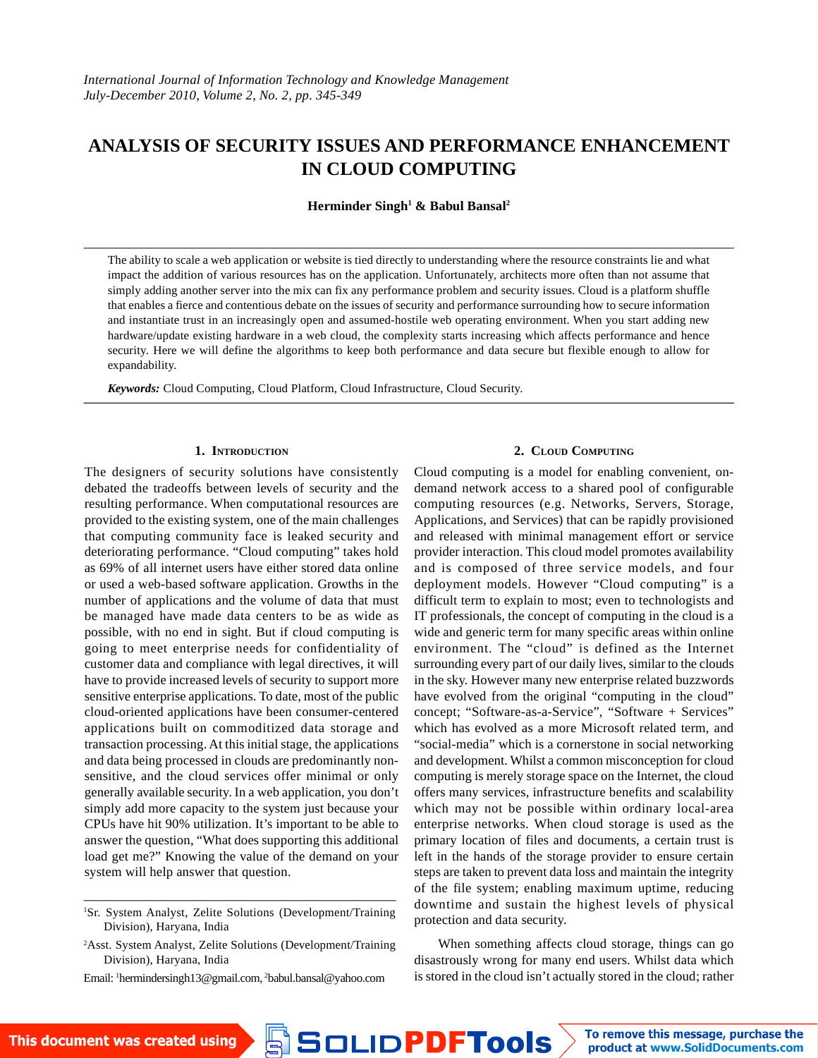# ANALYSIS OF SECURITY ISSUES AND PERFORMANCE ENHANCEMENT IN CLOUD COMPUTING

**Herminder Singh[1] & Babul Bansal[2]**

The ability to scale a web application or website is tied directly to understanding where the resource constraints lie and what impact the addition of various resources has on the application. Unfortunately, architects more often than not assume that simply adding another server into the mix can fix any performance problem and security issues. Cloud is a platform shuffle that enables a fierce and contentious debate on the issues of security and performance surrounding how to secure information and instantiate trust in an increasingly open and assumed-hostile web operating environment. When you start adding new hardware/update existing hardware in a web cloud, the complexity starts increasing which affects performance and hence security. Here we will define the algorithms to keep both performance and data secure but flexible enough to allow for expandability.

***Keywords:*** Cloud Computing, Cloud Platform, Cloud Infrastructure, Cloud Security.

## 1. Introduction

The designers of security solutions have consistently debated the tradeoffs between levels of security and the resulting performance. When computational resources are provided to the existing system, one of the main challenges that computing community face is leaked security and deteriorating performance. "Cloud computing" takes hold as 69% of all internet users have either stored data online or used a web-based software application. Growths in the number of applications and the volume of data that must be managed have made data centers to be as wide as possible, with no end in sight. But if cloud computing is going to meet enterprise needs for confidentiality of customer data and compliance with legal directives, it will have to provide increased levels of security to support more sensitive enterprise applications. To date, most of the public cloud-oriented applications have been consumer-centered applications built on commoditized data storage and transaction processing. At this initial stage, the applications and data being processed in clouds are predominantly non-sensitive, and the cloud services offer minimal or only generally available security. In a web application, you don't simply add more capacity to the system just because your CPUs have hit 90% utilization. It's important to be able to answer the question, "What does supporting this additional load get me?" Knowing the value of the demand on your system will help answer that question.

[1]Sr. System Analyst, Zelite Solutions (Development/Training Division), Haryana, India

[2]Asst. System Analyst, Zelite Solutions (Development/Training Division), Haryana, India

Email: [1]hermindersingh13@gmail.com, [2]babul.bansal@yahoo.com

## 2. Cloud Computing

Cloud computing is a model for enabling convenient, on-demand network access to a shared pool of configurable computing resources (e.g. Networks, Servers, Storage, Applications, and Services) that can be rapidly provisioned and released with minimal management effort or service provider interaction. This cloud model promotes availability and is composed of three service models, and four deployment models. However "Cloud computing" is a difficult term to explain to most; even to technologists and IT professionals, the concept of computing in the cloud is a wide and generic term for many specific areas within online environment. The "cloud" is defined as the Internet surrounding every part of our daily lives, similar to the clouds in the sky. However many new enterprise related buzzwords have evolved from the original "computing in the cloud" concept; "Software-as-a-Service", "Software + Services" which has evolved as a more Microsoft related term, and "social-media" which is a cornerstone in social networking and development. Whilst a common misconception for cloud computing is merely storage space on the Internet, the cloud offers many services, infrastructure benefits and scalability which may not be possible within ordinary local-area enterprise networks. When cloud storage is used as the primary location of files and documents, a certain trust is left in the hands of the storage provider to ensure certain steps are taken to prevent data loss and maintain the integrity of the file system; enabling maximum uptime, reducing downtime and sustain the highest levels of physical protection and data security.

When something affects cloud storage, things can go disastrously wrong for many end users. Whilst data which is stored in the cloud isn't actually stored in the cloud; rather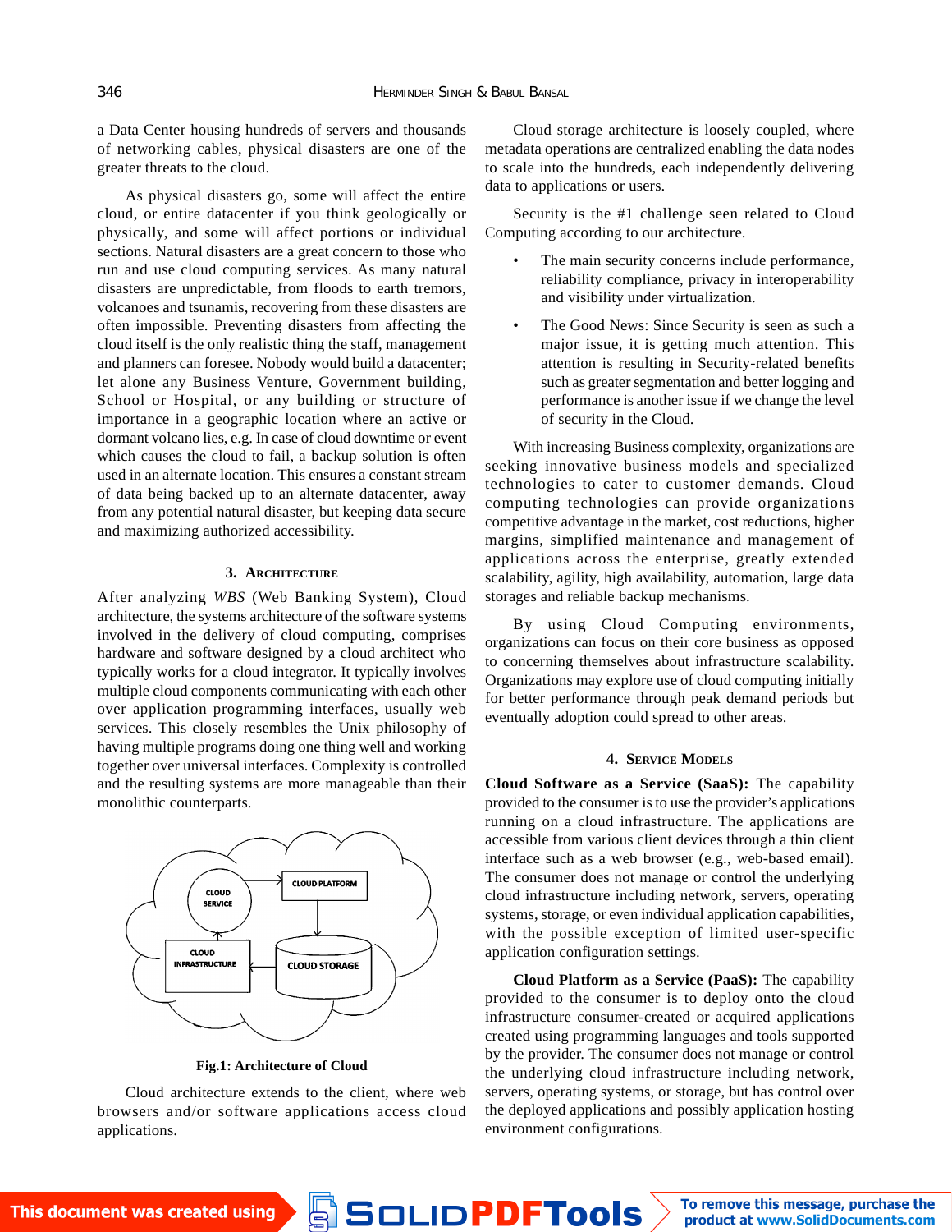a Data Center housing hundreds of servers and thousands of networking cables, physical disasters are one of the greater threats to the cloud.

As physical disasters go, some will affect the entire cloud, or entire datacenter if you think geologically or physically, and some will affect portions or individual sections. Natural disasters are a great concern to those who run and use cloud computing services. As many natural disasters are unpredictable, from floods to earth tremors, volcanoes and tsunamis, recovering from these disasters are often impossible. Preventing disasters from affecting the cloud itself is the only realistic thing the staff, management and planners can foresee. Nobody would build a datacenter; let alone any Business Venture, Government building, School or Hospital, or any building or structure of importance in a geographic location where an active or dormant volcano lies, e.g. In case of cloud downtime or event which causes the cloud to fail, a backup solution is often used in an alternate location. This ensures a constant stream of data being backed up to an alternate datacenter, away from any potential natural disaster, but keeping data secure and maximizing authorized accessibility.

## 3. Architecture

After analyzing *WBS* (Web Banking System), Cloud architecture, the systems architecture of the software systems involved in the delivery of cloud computing, comprises hardware and software designed by a cloud architect who typically works for a cloud integrator. It typically involves multiple cloud components communicating with each other over application programming interfaces, usually web services. This closely resembles the Unix philosophy of having multiple programs doing one thing well and working together over universal interfaces. Complexity is controlled and the resulting systems are more manageable than their monolithic counterparts.

CLOUD SERVICE | CLOUD PLATFORM | CLOUD INFRASTRUCTURE | CLOUD STORAGE

**Fig.1: Architecture of Cloud**

Cloud architecture extends to the client, where web browsers and/or software applications access cloud applications.

Cloud storage architecture is loosely coupled, where metadata operations are centralized enabling the data nodes to scale into the hundreds, each independently delivering data to applications or users.

Security is the #1 challenge seen related to Cloud Computing according to our architecture.

- The main security concerns include performance, reliability compliance, privacy in interoperability and visibility under virtualization.
- The Good News: Since Security is seen as such a major issue, it is getting much attention. This attention is resulting in Security-related benefits such as greater segmentation and better logging and performance is another issue if we change the level of security in the Cloud.

With increasing Business complexity, organizations are seeking innovative business models and specialized technologies to cater to customer demands. Cloud computing technologies can provide organizations competitive advantage in the market, cost reductions, higher margins, simplified maintenance and management of applications across the enterprise, greatly extended scalability, agility, high availability, automation, large data storages and reliable backup mechanisms.

By using Cloud Computing environments, organizations can focus on their core business as opposed to concerning themselves about infrastructure scalability. Organizations may explore use of cloud computing initially for better performance through peak demand periods but eventually adoption could spread to other areas.

## 4. Service Models

**Cloud Software as a Service (SaaS):** The capability provided to the consumer is to use the provider's applications running on a cloud infrastructure. The applications are accessible from various client devices through a thin client interface such as a web browser (e.g., web-based email). The consumer does not manage or control the underlying cloud infrastructure including network, servers, operating systems, storage, or even individual application capabilities, with the possible exception of limited user-specific application configuration settings.

**Cloud Platform as a Service (PaaS):** The capability provided to the consumer is to deploy onto the cloud infrastructure consumer-created or acquired applications created using programming languages and tools supported by the provider. The consumer does not manage or control the underlying cloud infrastructure including network, servers, operating systems, or storage, but has control over the deployed applications and possibly application hosting environment configurations.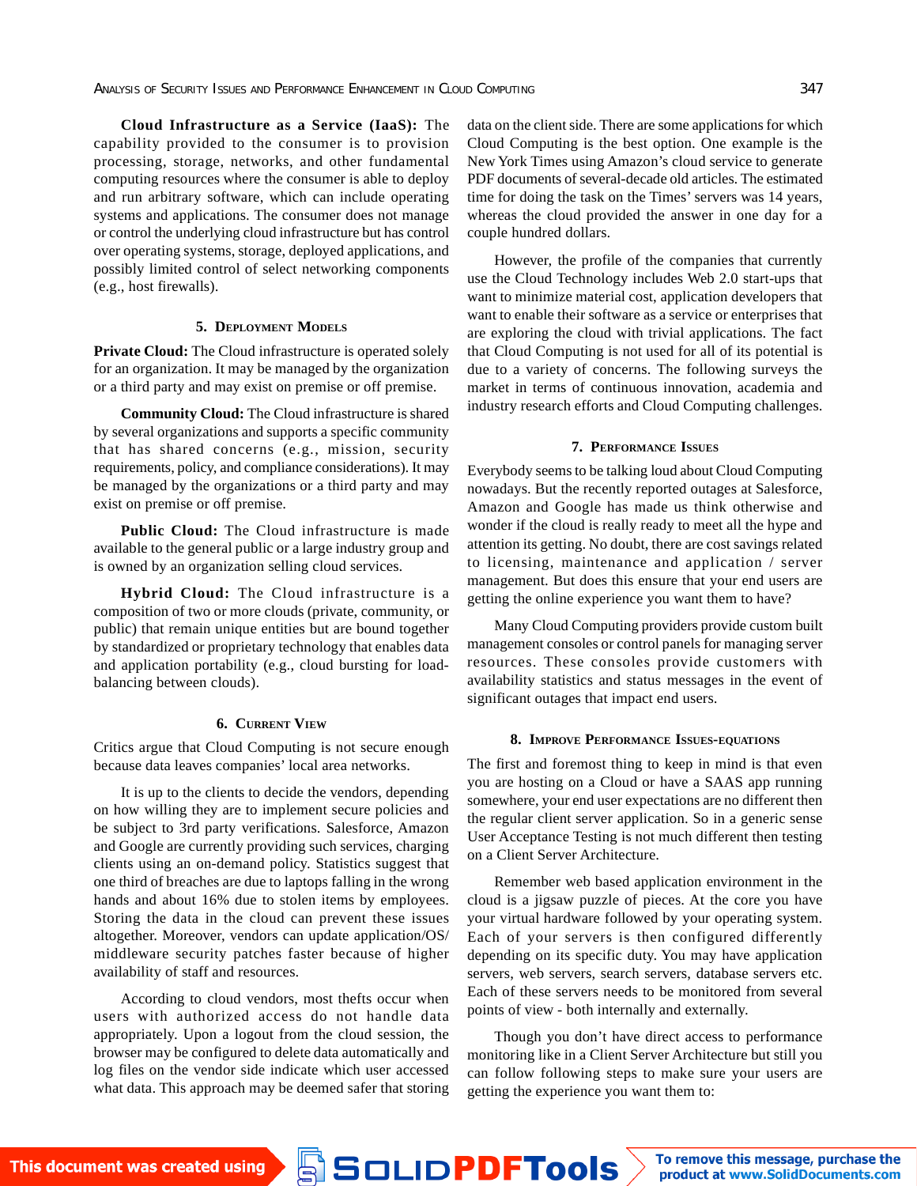**Cloud Infrastructure as a Service (IaaS):** The capability provided to the consumer is to provision processing, storage, networks, and other fundamental computing resources where the consumer is able to deploy and run arbitrary software, which can include operating systems and applications. The consumer does not manage or control the underlying cloud infrastructure but has control over operating systems, storage, deployed applications, and possibly limited control of select networking components (e.g., host firewalls).

## 5. Deployment Models

**Private Cloud:** The Cloud infrastructure is operated solely for an organization. It may be managed by the organization or a third party and may exist on premise or off premise.

**Community Cloud:** The Cloud infrastructure is shared by several organizations and supports a specific community that has shared concerns (e.g., mission, security requirements, policy, and compliance considerations). It may be managed by the organizations or a third party and may exist on premise or off premise.

**Public Cloud:** The Cloud infrastructure is made available to the general public or a large industry group and is owned by an organization selling cloud services.

**Hybrid Cloud:** The Cloud infrastructure is a composition of two or more clouds (private, community, or public) that remain unique entities but are bound together by standardized or proprietary technology that enables data and application portability (e.g., cloud bursting for load-balancing between clouds).

## 6. Current View

Critics argue that Cloud Computing is not secure enough because data leaves companies' local area networks.

It is up to the clients to decide the vendors, depending on how willing they are to implement secure policies and be subject to 3rd party verifications. Salesforce, Amazon and Google are currently providing such services, charging clients using an on-demand policy. Statistics suggest that one third of breaches are due to laptops falling in the wrong hands and about 16% due to stolen items by employees. Storing the data in the cloud can prevent these issues altogether. Moreover, vendors can update application/OS/middleware security patches faster because of higher availability of staff and resources.

According to cloud vendors, most thefts occur when users with authorized access do not handle data appropriately. Upon a logout from the cloud session, the browser may be configured to delete data automatically and log files on the vendor side indicate which user accessed what data. This approach may be deemed safer that storing data on the client side. There are some applications for which Cloud Computing is the best option. One example is the New York Times using Amazon's cloud service to generate PDF documents of several-decade old articles. The estimated time for doing the task on the Times' servers was 14 years, whereas the cloud provided the answer in one day for a couple hundred dollars.

However, the profile of the companies that currently use the Cloud Technology includes Web 2.0 start-ups that want to minimize material cost, application developers that want to enable their software as a service or enterprises that are exploring the cloud with trivial applications. The fact that Cloud Computing is not used for all of its potential is due to a variety of concerns. The following surveys the market in terms of continuous innovation, academia and industry research efforts and Cloud Computing challenges.

## 7. Performance Issues

Everybody seems to be talking loud about Cloud Computing nowadays. But the recently reported outages at Salesforce, Amazon and Google has made us think otherwise and wonder if the cloud is really ready to meet all the hype and attention its getting. No doubt, there are cost savings related to licensing, maintenance and application / server management. But does this ensure that your end users are getting the online experience you want them to have?

Many Cloud Computing providers provide custom built management consoles or control panels for managing server resources. These consoles provide customers with availability statistics and status messages in the event of significant outages that impact end users.

## 8. Improve Performance Issues-Equations

The first and foremost thing to keep in mind is that even you are hosting on a Cloud or have a SAAS app running somewhere, your end user expectations are no different then the regular client server application. So in a generic sense User Acceptance Testing is not much different then testing on a Client Server Architecture.

Remember web based application environment in the cloud is a jigsaw puzzle of pieces. At the core you have your virtual hardware followed by your operating system. Each of your servers is then configured differently depending on its specific duty. You may have application servers, web servers, search servers, database servers etc. Each of these servers needs to be monitored from several points of view - both internally and externally.

Though you don't have direct access to performance monitoring like in a Client Server Architecture but still you can follow following steps to make sure your users are getting the experience you want them to: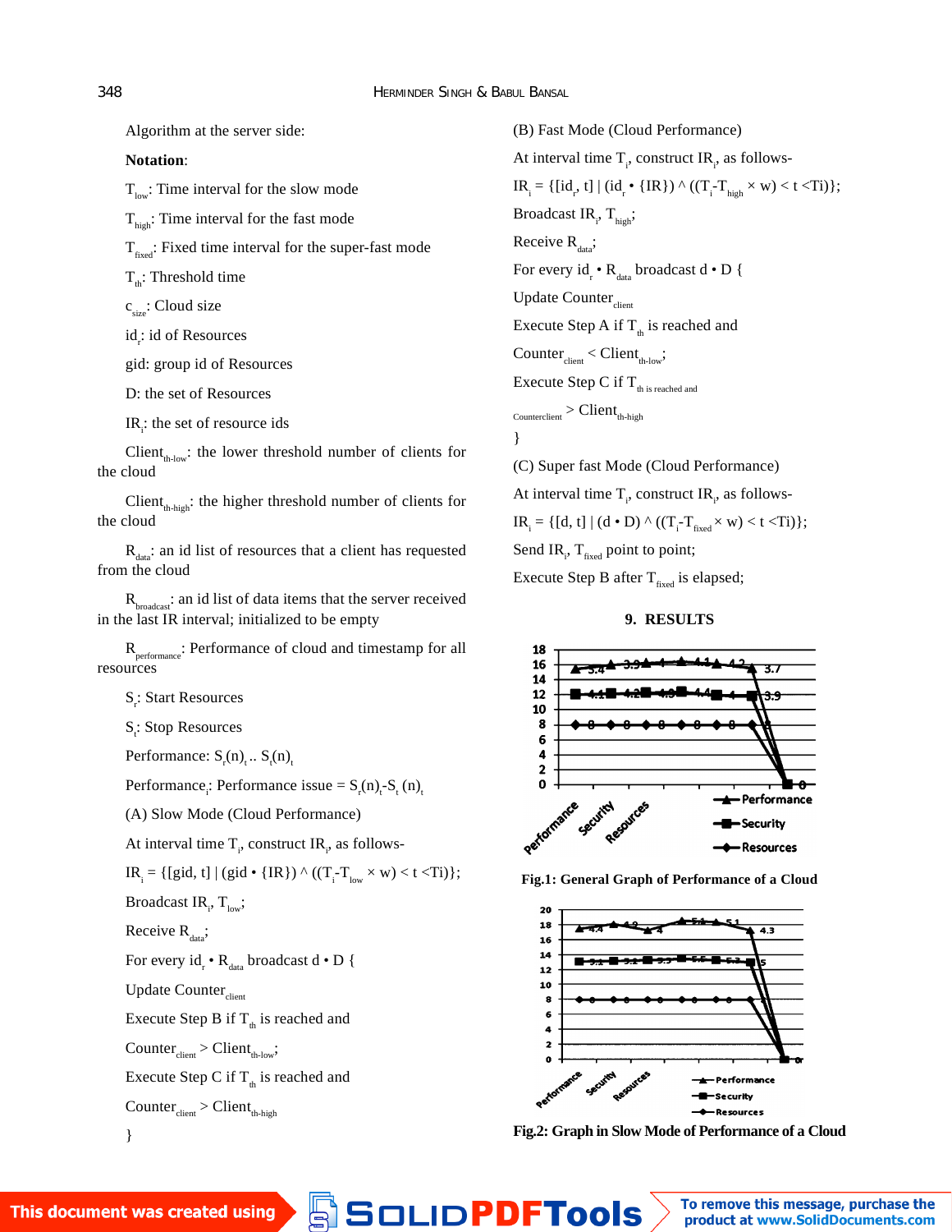Algorithm at the server side:

**Notation**:

$T_{low}$: Time interval for the slow mode

$T_{high}$: Time interval for the fast mode

$T_{fixed}$: Fixed time interval for the super-fast mode

$T_{th}$: Threshold time

$c_{size}$: Cloud size

$id_r$: id of Resources

gid: group id of Resources

D: the set of Resources

$IR_i$: the set of resource ids

$Client_{th-low}$: the lower threshold number of clients for the cloud

$Client_{th-high}$: the higher threshold number of clients for the cloud

$R_{data}$: an id list of resources that a client has requested from the cloud

$R_{broadcast}$: an id list of data items that the server received in the last IR interval; initialized to be empty

$R_{performance}$: Performance of cloud and timestamp for all resources

$S_r$: Start Resources

$S_t$: Stop Resources

Performance: $S_r(n)_t .. S_t(n)_t$

$Performance_i$: Performance issue = $S_r(n)_t$-$S_t(n)_t$

(A) Slow Mode (Cloud Performance)

At interval time $T_i$, construct $IR_i$ as follows-

$IR_i$ = {[gid, t] | (gid • {IR}) ^ (($T_i$-$T_{low}$ × w) < t <Ti)};

Broadcast $IR_i$, $T_{low}$;

Receive $R_{data}$;

For every $id_r$ • $R_{data}$ broadcast d • D {

Update $Counter_{client}$

Execute Step B if $T_{th}$ is reached and

$Counter_{client}$ > $Client_{th-low}$;

Execute Step C if $T_{th}$ is reached and

$Counter_{client}$ > $Client_{th-high}$

}

(B) Fast Mode (Cloud Performance)

At interval time $T_i$, construct $IR_i$ as follows-

$IR_i$ = {[$id_r$, t] | ($id_r$ • {IR}) ^ (($T_i$-$T_{high}$ × w) < t <Ti)};

Broadcast $IR_i$, $T_{high}$;

Receive $R_{data}$;

For every $id_r$ • $R_{data}$ broadcast d • D {

Update $Counter_{client}$

Execute Step A if $T_{th}$ is reached and

$Counter_{client}$ < $Client_{th-low}$;

Execute Step C if $T_{th}$ is reached and

$Counterclient$ > $Client_{th-high}$

}

(C) Super fast Mode (Cloud Performance)

At interval time $T_i$, construct $IR_i$ as follows-

$IR_i$ = {[d, t] | (d • D) ^ (($T_i$-$T_{fixed}$ × w) < t <Ti)};

Send $IR_i$, $T_{fixed}$ point to point;

Execute Step B after $T_{fixed}$ is elapsed;

## 9. RESULTS

**Fig.1: General Graph of Performance of a Cloud**

**Fig.2: Graph in Slow Mode of Performance of a Cloud**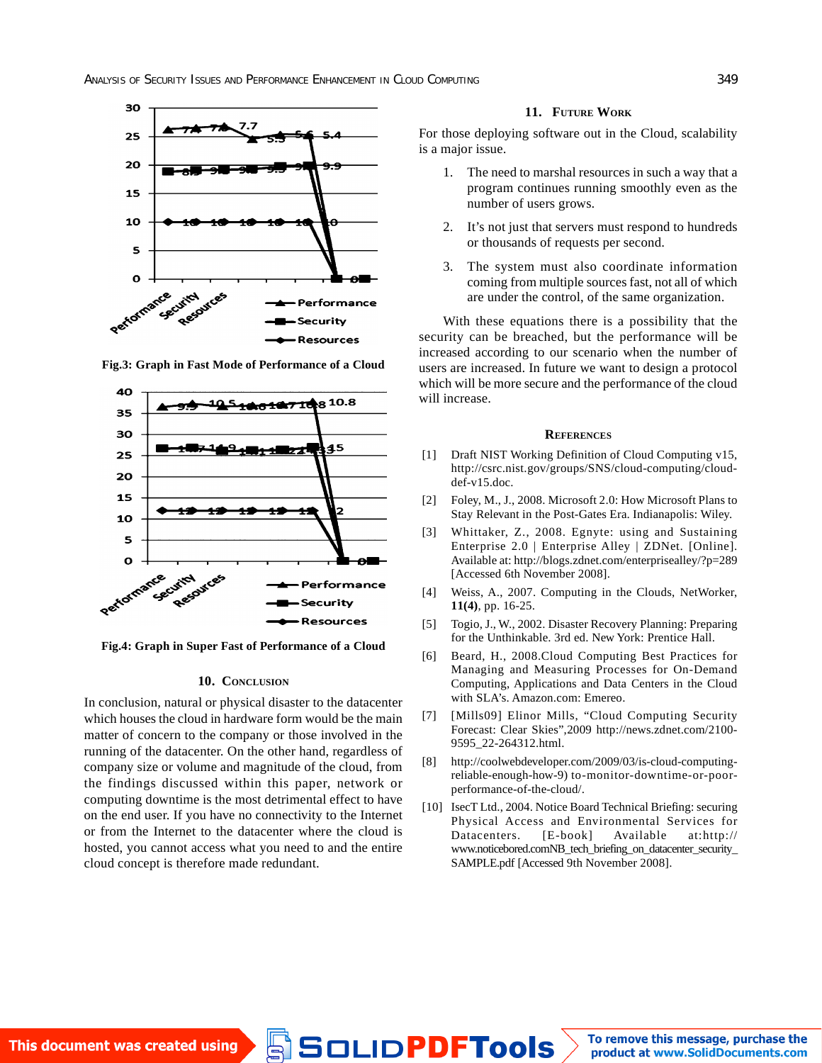30
25
20
15
10
5
0

7.7
5.4
9.9

Performance
Security
Resources

Performance
Security
Resources

Fig.3: Graph in Fast Mode of Performance of a Cloud

40
35
30
25
20
15
10
5
0

10.8
15

Performance
Security
Resources

Performance
Security
Resources

Fig.4: Graph in Super Fast of Performance of a Cloud

## 10. Conclusion

In conclusion, natural or physical disaster to the datacenter which houses the cloud in hardware form would be the main matter of concern to the company or those involved in the running of the datacenter. On the other hand, regardless of company size or volume and magnitude of the cloud, from the findings discussed within this paper, network or computing downtime is the most detrimental effect to have on the end user. If you have no connectivity to the Internet or from the Internet to the datacenter where the cloud is hosted, you cannot access what you need to and the entire cloud concept is therefore made redundant.

## 11. Future Work

For those deploying software out in the Cloud, scalability is a major issue.

1. The need to marshal resources in such a way that a program continues running smoothly even as the number of users grows.
2. It's not just that servers must respond to hundreds or thousands of requests per second.
3. The system must also coordinate information coming from multiple sources fast, not all of which are under the control, of the same organization.

With these equations there is a possibility that the security can be breached, but the performance will be increased according to our scenario when the number of users are increased. In future we want to design a protocol which will be more secure and the performance of the cloud will increase.

## References

[1] Draft NIST Working Definition of Cloud Computing v15, http://csrc.nist.gov/groups/SNS/cloud-computing/cloud-def-v15.doc.

[2] Foley, M., J., 2008. Microsoft 2.0: How Microsoft Plans to Stay Relevant in the Post-Gates Era. Indianapolis: Wiley.

[3] Whittaker, Z., 2008. Egnyte: using and Sustaining Enterprise 2.0 | Enterprise Alley | ZDNet. [Online]. Available at: http://blogs.zdnet.com/enterprisealley/?p=289 [Accessed 6th November 2008].

[4] Weiss, A., 2007. Computing in the Clouds, NetWorker, **11(4)**, pp. 16-25.

[5] Togio, J., W., 2002. Disaster Recovery Planning: Preparing for the Unthinkable. 3rd ed. New York: Prentice Hall.

[6] Beard, H., 2008.Cloud Computing Best Practices for Managing and Measuring Processes for On-Demand Computing, Applications and Data Centers in the Cloud with SLA's. Amazon.com: Emereo.

[7] [Mills09] Elinor Mills, "Cloud Computing Security Forecast: Clear Skies",2009 http://news.zdnet.com/2100-9595_22-264312.html.

[8] http://coolwebdeveloper.com/2009/03/is-cloud-computing-reliable-enough-how-9) to-monitor-downtime-or-poor-performance-of-the-cloud/.

[10] IsecT Ltd., 2004. Notice Board Technical Briefing: securing Physical Access and Environmental Services for Datacenters. [E-book] Available at:http:// www.noticebored.comNB_tech_briefing_on_datacenter_security_SAMPLE.pdf [Accessed 9th November 2008].